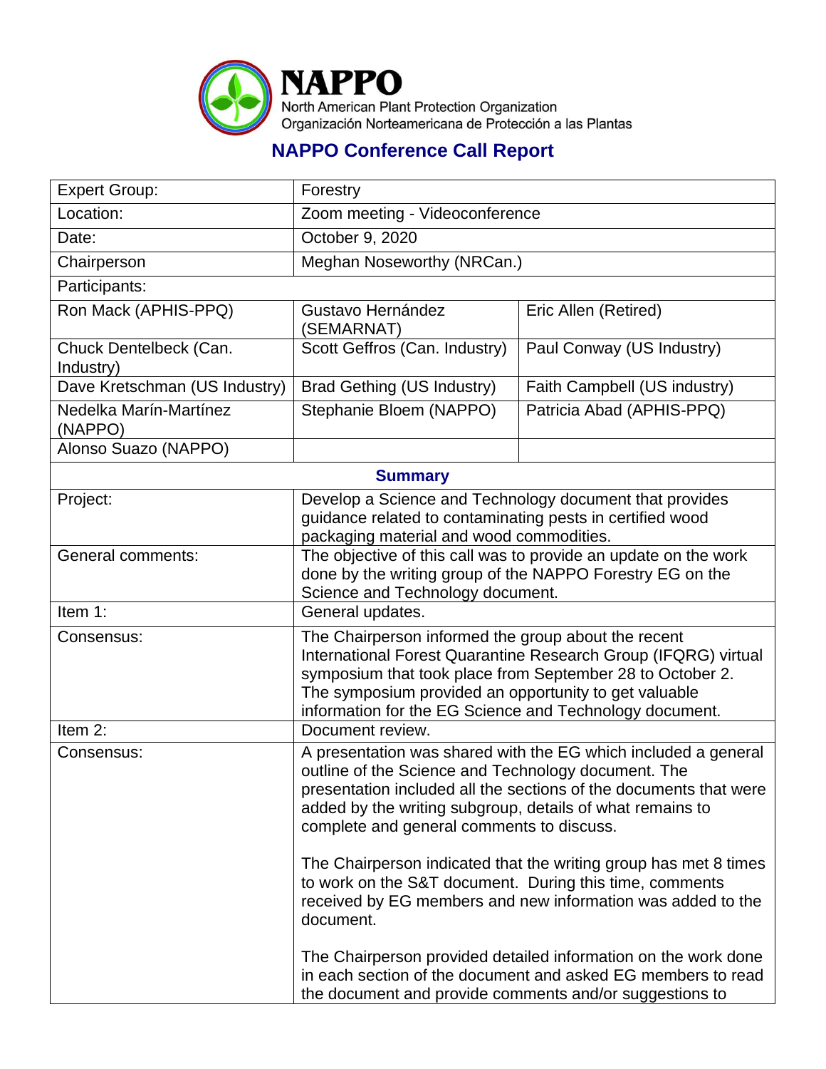# NAPPO

North American Plant Protection Organization
Organización Norteamericana de Protección a las Plantas

## NAPPO Conference Call Report

| Expert Group: | Forestry | |
|---|---|---|
| Location: | Zoom meeting - Videoconference | |
| Date: | October 9, 2020 | |
| Chairperson | Meghan Noseworthy (NRCan.) | |
| Participants: | | |
| Ron Mack (APHIS-PPQ) | Gustavo Hernández (SEMARNAT) | Eric Allen (Retired) |
| Chuck Dentelbeck (Can. Industry) | Scott Geffros (Can. Industry) | Paul Conway (US Industry) |
| Dave Kretschman (US Industry) | Brad Gething (US Industry) | Faith Campbell (US industry) |
| Nedelka Marín-Martínez (NAPPO) | Stephanie Bloem (NAPPO) | Patricia Abad (APHIS-PPQ) |
| Alonso Suazo (NAPPO) | | |
| **Summary** | | |
| Project: | Develop a Science and Technology document that provides guidance related to contaminating pests in certified wood packaging material and wood commodities. | |
| General comments: | The objective of this call was to provide an update on the work done by the writing group of the NAPPO Forestry EG on the Science and Technology document. | |
| Item 1: | General updates. | |
| Consensus: | The Chairperson informed the group about the recent International Forest Quarantine Research Group (IFQRG) virtual symposium that took place from September 28 to October 2. The symposium provided an opportunity to get valuable information for the EG Science and Technology document. | |
| Item 2: | Document review. | |
| Consensus: | A presentation was shared with the EG which included a general outline of the Science and Technology document. The presentation included all the sections of the documents that were added by the writing subgroup, details of what remains to complete and general comments to discuss.<br><br>The Chairperson indicated that the writing group has met 8 times to work on the S&T document. During this time, comments received by EG members and new information was added to the document.<br><br>The Chairperson provided detailed information on the work done in each section of the document and asked EG members to read the document and provide comments and/or suggestions to | |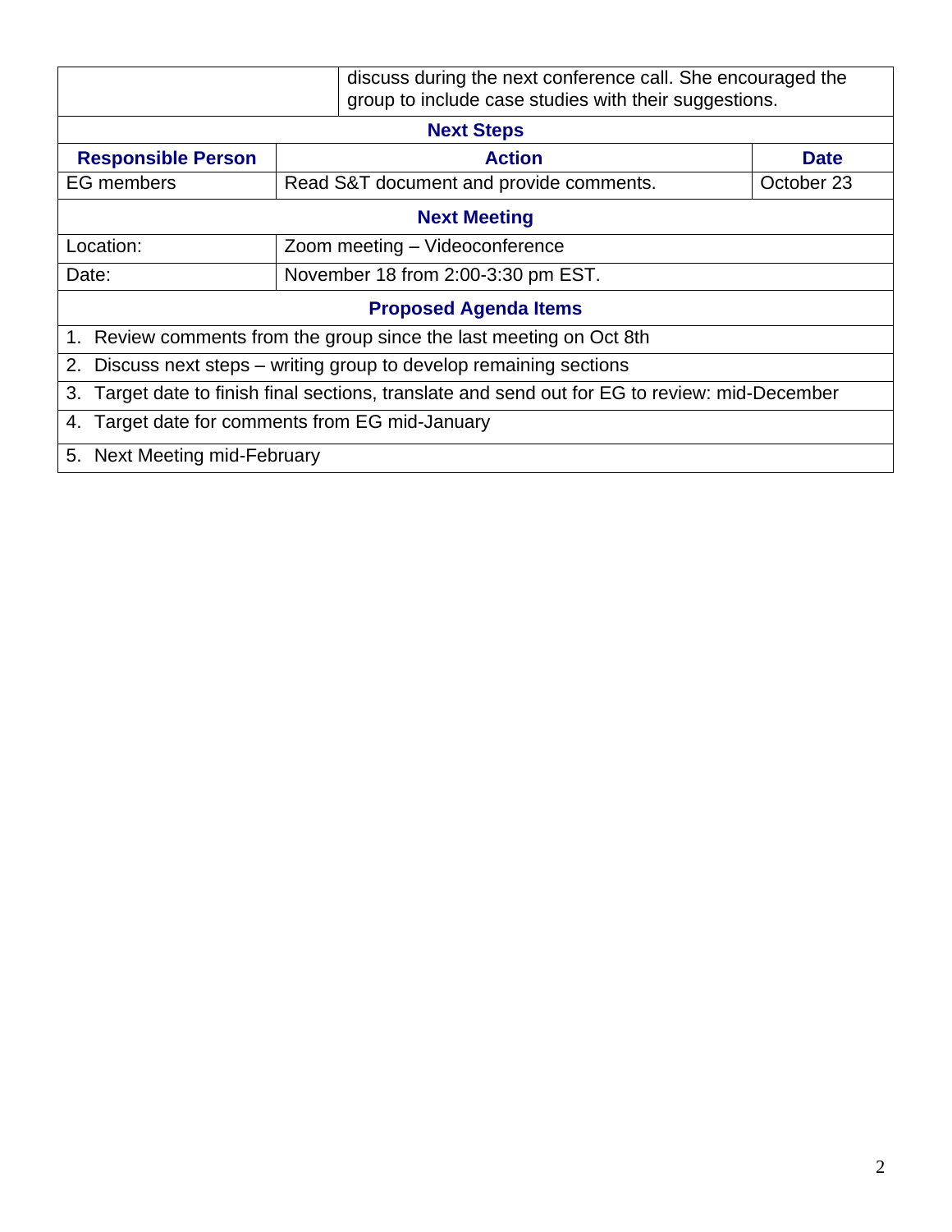| | |
|---|---|
| | discuss during the next conference call. She encouraged the group to include case studies with their suggestions. |

**Next Steps**

| Responsible Person | Action | Date |
|---|---|---|
| EG members | Read S&T document and provide comments. | October 23 |

**Next Meeting**

| | |
|---|---|
| Location: | Zoom meeting – Videoconference |
| Date: | November 18 from 2:00-3:30 pm EST. |

**Proposed Agenda Items**

1. Review comments from the group since the last meeting on Oct 8th
2. Discuss next steps – writing group to develop remaining sections
3. Target date to finish final sections, translate and send out for EG to review: mid-December
4. Target date for comments from EG mid-January
5. Next Meeting mid-February